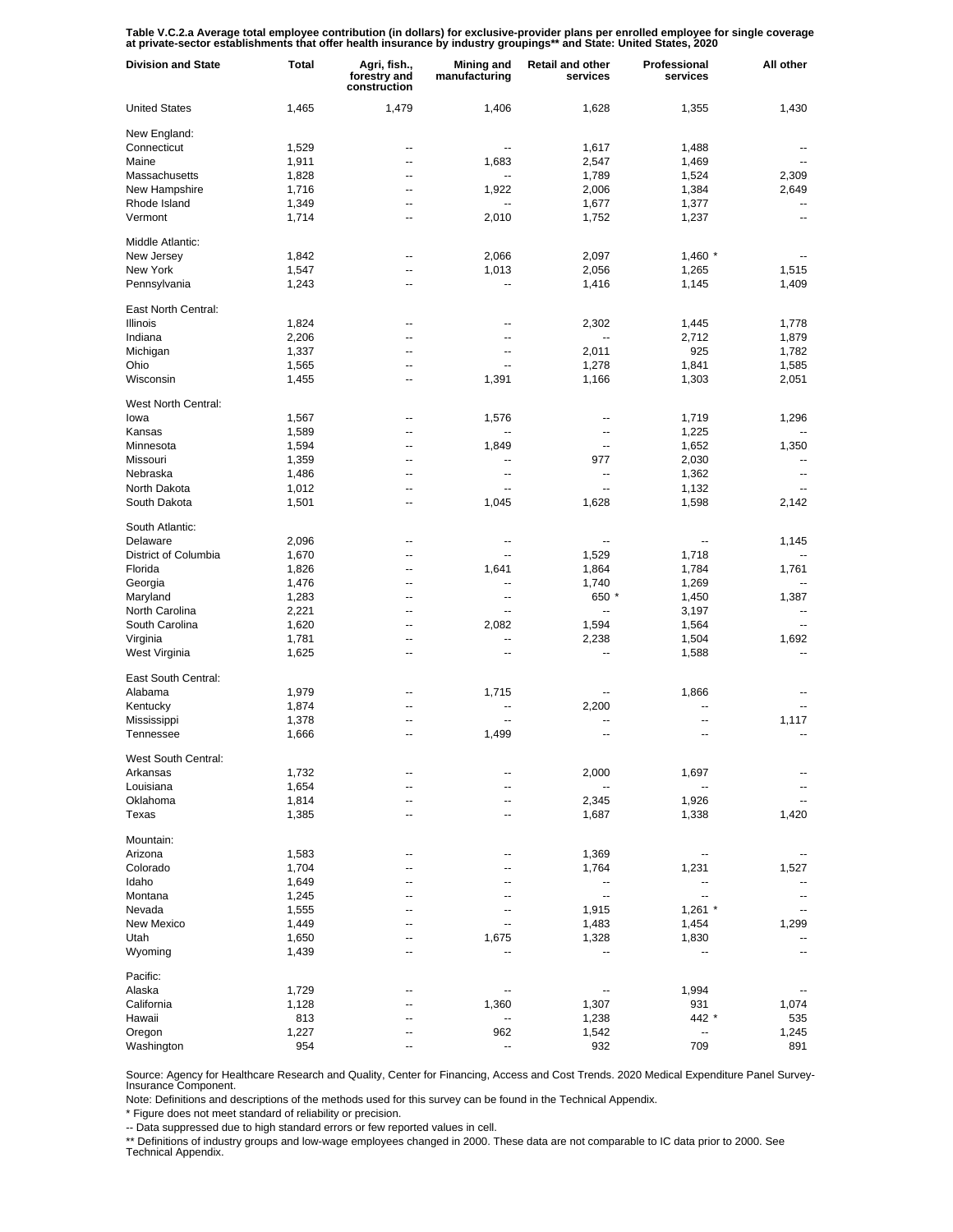**Table V.C.2.a Average total employee contribution (in dollars) for exclusive-provider plans per enrolled employee for single coverage at private-sector establishments that offer health insurance by industry groupings** and State: United States, 2020**

| Division and State | Total | Agri, fish., forestry and construction | Mining and manufacturing | Retail and other services | Professional services | All other |
|---|---|---|---|---|---|---|
| United States | 1,465 | 1,479 | 1,406 | 1,628 | 1,355 | 1,430 |
| New England: | | | | | | |
| Connecticut | 1,529 | -- | -- | 1,617 | 1,488 | -- |
| Maine | 1,911 | -- | 1,683 | 2,547 | 1,469 | -- |
| Massachusetts | 1,828 | -- | -- | 1,789 | 1,524 | 2,309 |
| New Hampshire | 1,716 | -- | 1,922 | 2,006 | 1,384 | 2,649 |
| Rhode Island | 1,349 | -- | -- | 1,677 | 1,377 | -- |
| Vermont | 1,714 | -- | 2,010 | 1,752 | 1,237 | -- |
| Middle Atlantic: | | | | | | |
| New Jersey | 1,842 | -- | 2,066 | 2,097 | 1,460 * | -- |
| New York | 1,547 | -- | 1,013 | 2,056 | 1,265 | 1,515 |
| Pennsylvania | 1,243 | -- | -- | 1,416 | 1,145 | 1,409 |
| East North Central: | | | | | | |
| Illinois | 1,824 | -- | -- | 2,302 | 1,445 | 1,778 |
| Indiana | 2,206 | -- | -- | -- | 2,712 | 1,879 |
| Michigan | 1,337 | -- | -- | 2,011 | 925 | 1,782 |
| Ohio | 1,565 | -- | -- | 1,278 | 1,841 | 1,585 |
| Wisconsin | 1,455 | -- | 1,391 | 1,166 | 1,303 | 2,051 |
| West North Central: | | | | | | |
| Iowa | 1,567 | -- | 1,576 | -- | 1,719 | 1,296 |
| Kansas | 1,589 | -- | -- | -- | 1,225 | -- |
| Minnesota | 1,594 | -- | 1,849 | -- | 1,652 | 1,350 |
| Missouri | 1,359 | -- | -- | 977 | 2,030 | -- |
| Nebraska | 1,486 | -- | -- | -- | 1,362 | -- |
| North Dakota | 1,012 | -- | -- | -- | 1,132 | -- |
| South Dakota | 1,501 | -- | 1,045 | 1,628 | 1,598 | 2,142 |
| South Atlantic: | | | | | | |
| Delaware | 2,096 | -- | -- | -- | -- | 1,145 |
| District of Columbia | 1,670 | -- | -- | 1,529 | 1,718 | -- |
| Florida | 1,826 | -- | 1,641 | 1,864 | 1,784 | 1,761 |
| Georgia | 1,476 | -- | -- | 1,740 | 1,269 | -- |
| Maryland | 1,283 | -- | -- | 650 * | 1,450 | 1,387 |
| North Carolina | 2,221 | -- | -- | -- | 3,197 | -- |
| South Carolina | 1,620 | -- | 2,082 | 1,594 | 1,564 | -- |
| Virginia | 1,781 | -- | -- | 2,238 | 1,504 | 1,692 |
| West Virginia | 1,625 | -- | -- | -- | 1,588 | -- |
| East South Central: | | | | | | |
| Alabama | 1,979 | -- | 1,715 | -- | 1,866 | -- |
| Kentucky | 1,874 | -- | -- | 2,200 | -- | -- |
| Mississippi | 1,378 | -- | -- | -- | -- | 1,117 |
| Tennessee | 1,666 | -- | 1,499 | -- | -- | -- |
| West South Central: | | | | | | |
| Arkansas | 1,732 | -- | -- | 2,000 | 1,697 | -- |
| Louisiana | 1,654 | -- | -- | -- | -- | -- |
| Oklahoma | 1,814 | -- | -- | 2,345 | 1,926 | -- |
| Texas | 1,385 | -- | -- | 1,687 | 1,338 | 1,420 |
| Mountain: | | | | | | |
| Arizona | 1,583 | -- | -- | 1,369 | -- | -- |
| Colorado | 1,704 | -- | -- | 1,764 | 1,231 | 1,527 |
| Idaho | 1,649 | -- | -- | -- | -- | -- |
| Montana | 1,245 | -- | -- | -- | -- | -- |
| Nevada | 1,555 | -- | -- | 1,915 | 1,261 * | -- |
| New Mexico | 1,449 | -- | -- | 1,483 | 1,454 | 1,299 |
| Utah | 1,650 | -- | 1,675 | 1,328 | 1,830 | -- |
| Wyoming | 1,439 | -- | -- | -- | -- | -- |
| Pacific: | | | | | | |
| Alaska | 1,729 | -- | -- | -- | 1,994 | -- |
| California | 1,128 | -- | 1,360 | 1,307 | 931 | 1,074 |
| Hawaii | 813 | -- | -- | 1,238 | 442 * | 535 |
| Oregon | 1,227 | -- | 962 | 1,542 | -- | 1,245 |
| Washington | 954 | -- | -- | 932 | 709 | 891 |

Source: Agency for Healthcare Research and Quality, Center for Financing, Access and Cost Trends. 2020 Medical Expenditure Panel Survey-Insurance Component.

Note: Definitions and descriptions of the methods used for this survey can be found in the Technical Appendix.

* Figure does not meet standard of reliability or precision.

-- Data suppressed due to high standard errors or few reported values in cell.

** Definitions of industry groups and low-wage employees changed in 2000. These data are not comparable to IC data prior to 2000. See Technical Appendix.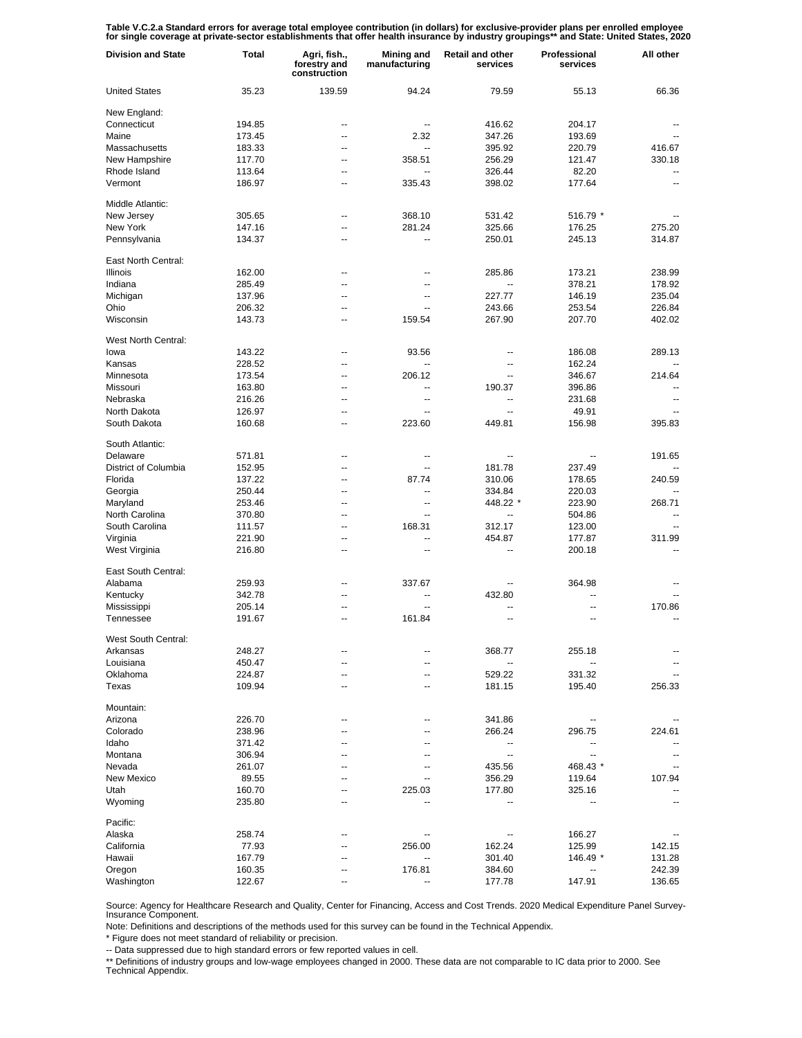**Table V.C.2.a Standard errors for average total employee contribution (in dollars) for exclusive-provider plans per enrolled employee for single coverage at private-sector establishments that offer health insurance by industry groupings** and State: United States, 2020**

| Division and State | Total | Agri, fish., forestry and construction | Mining and manufacturing | Retail and other services | Professional services | All other |
|---|---|---|---|---|---|---|
| United States | 35.23 | 139.59 | 94.24 | 79.59 | 55.13 | 66.36 |
| New England: | | | | | | |
| Connecticut | 194.85 | -- | -- | 416.62 | 204.17 | -- |
| Maine | 173.45 | -- | 2.32 | 347.26 | 193.69 | -- |
| Massachusetts | 183.33 | -- | -- | 395.92 | 220.79 | 416.67 |
| New Hampshire | 117.70 | -- | 358.51 | 256.29 | 121.47 | 330.18 |
| Rhode Island | 113.64 | -- | -- | 326.44 | 82.20 | -- |
| Vermont | 186.97 | -- | 335.43 | 398.02 | 177.64 | -- |
| Middle Atlantic: | | | | | | |
| New Jersey | 305.65 | -- | 368.10 | 531.42 | 516.79 * | -- |
| New York | 147.16 | -- | 281.24 | 325.66 | 176.25 | 275.20 |
| Pennsylvania | 134.37 | -- | -- | 250.01 | 245.13 | 314.87 |
| East North Central: | | | | | | |
| Illinois | 162.00 | -- | -- | 285.86 | 173.21 | 238.99 |
| Indiana | 285.49 | -- | -- | -- | 378.21 | 178.92 |
| Michigan | 137.96 | -- | -- | 227.77 | 146.19 | 235.04 |
| Ohio | 206.32 | -- | -- | 243.66 | 253.54 | 226.84 |
| Wisconsin | 143.73 | -- | 159.54 | 267.90 | 207.70 | 402.02 |
| West North Central: | | | | | | |
| Iowa | 143.22 | -- | 93.56 | -- | 186.08 | 289.13 |
| Kansas | 228.52 | -- | -- | -- | 162.24 | -- |
| Minnesota | 173.54 | -- | 206.12 | -- | 346.67 | 214.64 |
| Missouri | 163.80 | -- | -- | 190.37 | 396.86 | -- |
| Nebraska | 216.26 | -- | -- | -- | 231.68 | -- |
| North Dakota | 126.97 | -- | -- | -- | 49.91 | -- |
| South Dakota | 160.68 | -- | 223.60 | 449.81 | 156.98 | 395.83 |
| South Atlantic: | | | | | | |
| Delaware | 571.81 | -- | -- | -- | -- | 191.65 |
| District of Columbia | 152.95 | -- | -- | 181.78 | 237.49 | -- |
| Florida | 137.22 | -- | 87.74 | 310.06 | 178.65 | 240.59 |
| Georgia | 250.44 | -- | -- | 334.84 | 220.03 | -- |
| Maryland | 253.46 | -- | -- | 448.22 * | 223.90 | 268.71 |
| North Carolina | 370.80 | -- | -- | -- | 504.86 | -- |
| South Carolina | 111.57 | -- | 168.31 | 312.17 | 123.00 | -- |
| Virginia | 221.90 | -- | -- | 454.87 | 177.87 | 311.99 |
| West Virginia | 216.80 | -- | -- | -- | 200.18 | -- |
| East South Central: | | | | | | |
| Alabama | 259.93 | -- | 337.67 | -- | 364.98 | -- |
| Kentucky | 342.78 | -- | -- | 432.80 | -- | -- |
| Mississippi | 205.14 | -- | -- | -- | -- | 170.86 |
| Tennessee | 191.67 | -- | 161.84 | -- | -- | -- |
| West South Central: | | | | | | |
| Arkansas | 248.27 | -- | -- | 368.77 | 255.18 | -- |
| Louisiana | 450.47 | -- | -- | -- | -- | -- |
| Oklahoma | 224.87 | -- | -- | 529.22 | 331.32 | -- |
| Texas | 109.94 | -- | -- | 181.15 | 195.40 | 256.33 |
| Mountain: | | | | | | |
| Arizona | 226.70 | -- | -- | 341.86 | -- | -- |
| Colorado | 238.96 | -- | -- | 266.24 | 296.75 | 224.61 |
| Idaho | 371.42 | -- | -- | -- | -- | -- |
| Montana | 306.94 | -- | -- | -- | -- | -- |
| Nevada | 261.07 | -- | -- | 435.56 | 468.43 * | -- |
| New Mexico | 89.55 | -- | -- | 356.29 | 119.64 | 107.94 |
| Utah | 160.70 | -- | 225.03 | 177.80 | 325.16 | -- |
| Wyoming | 235.80 | -- | -- | -- | -- | -- |
| Pacific: | | | | | | |
| Alaska | 258.74 | -- | -- | -- | 166.27 | -- |
| California | 77.93 | -- | 256.00 | 162.24 | 125.99 | 142.15 |
| Hawaii | 167.79 | -- | -- | 301.40 | 146.49 * | 131.28 |
| Oregon | 160.35 | -- | 176.81 | 384.60 | -- | 242.39 |
| Washington | 122.67 | -- | -- | 177.78 | 147.91 | 136.65 |

Source: Agency for Healthcare Research and Quality, Center for Financing, Access and Cost Trends. 2020 Medical Expenditure Panel Survey-Insurance Component.

Note: Definitions and descriptions of the methods used for this survey can be found in the Technical Appendix.

* Figure does not meet standard of reliability or precision.

-- Data suppressed due to high standard errors or few reported values in cell.

** Definitions of industry groups and low-wage employees changed in 2000. These data are not comparable to IC data prior to 2000. See Technical Appendix.